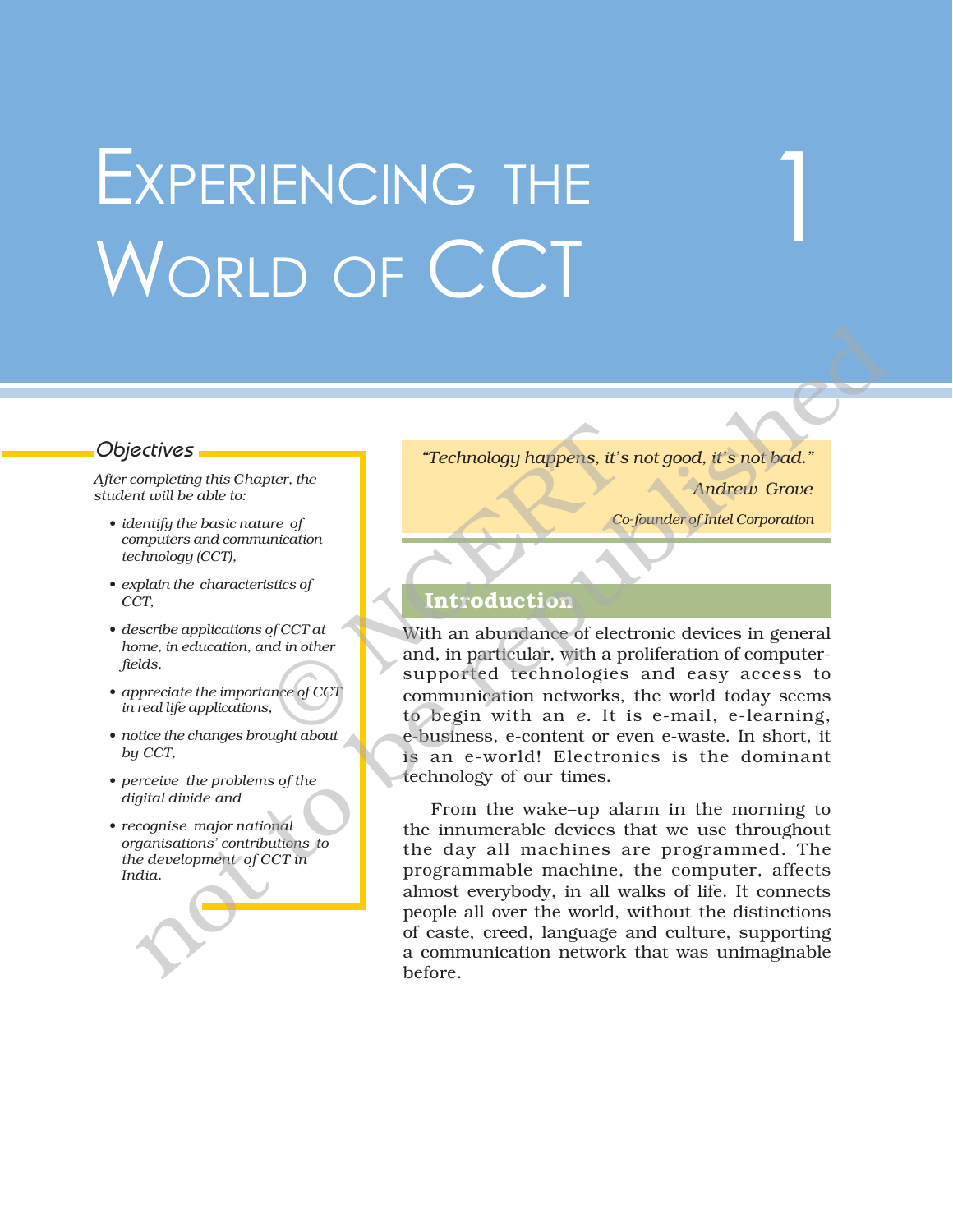# 1 Experiencing the World of CCT

## Objectives

*After completing this Chapter, the student will be able to:*

- *identify the basic nature of computers and communication technology (CCT),*
- *explain the characteristics of CCT,*
- *describe applications of CCT at home, in education, and in other fields,*
- *appreciate the importance of CCT in real life applications,*
- *notice the changes brought about by CCT,*
- *perceive the problems of the digital divide and*
- *recognise major national organisations' contributions to the development of CCT in India.*

> *"Technology happens, it's not good, it's not bad."*
>
> *Andrew Grove*
>
> *Co-founder of Intel Corporation*

## Introduction

With an abundance of electronic devices in general and, in particular, with a proliferation of computer-supported technologies and easy access to communication networks, the world today seems to begin with an *e*. It is e-mail, e-learning, e-business, e-content or even e-waste. In short, it is an e-world! Electronics is the dominant technology of our times.

From the wake–up alarm in the morning to the innumerable devices that we use throughout the day all machines are programmed. The programmable machine, the computer, affects almost everybody, in all walks of life. It connects people all over the world, without the distinctions of caste, creed, language and culture, supporting a communication network that was unimaginable before.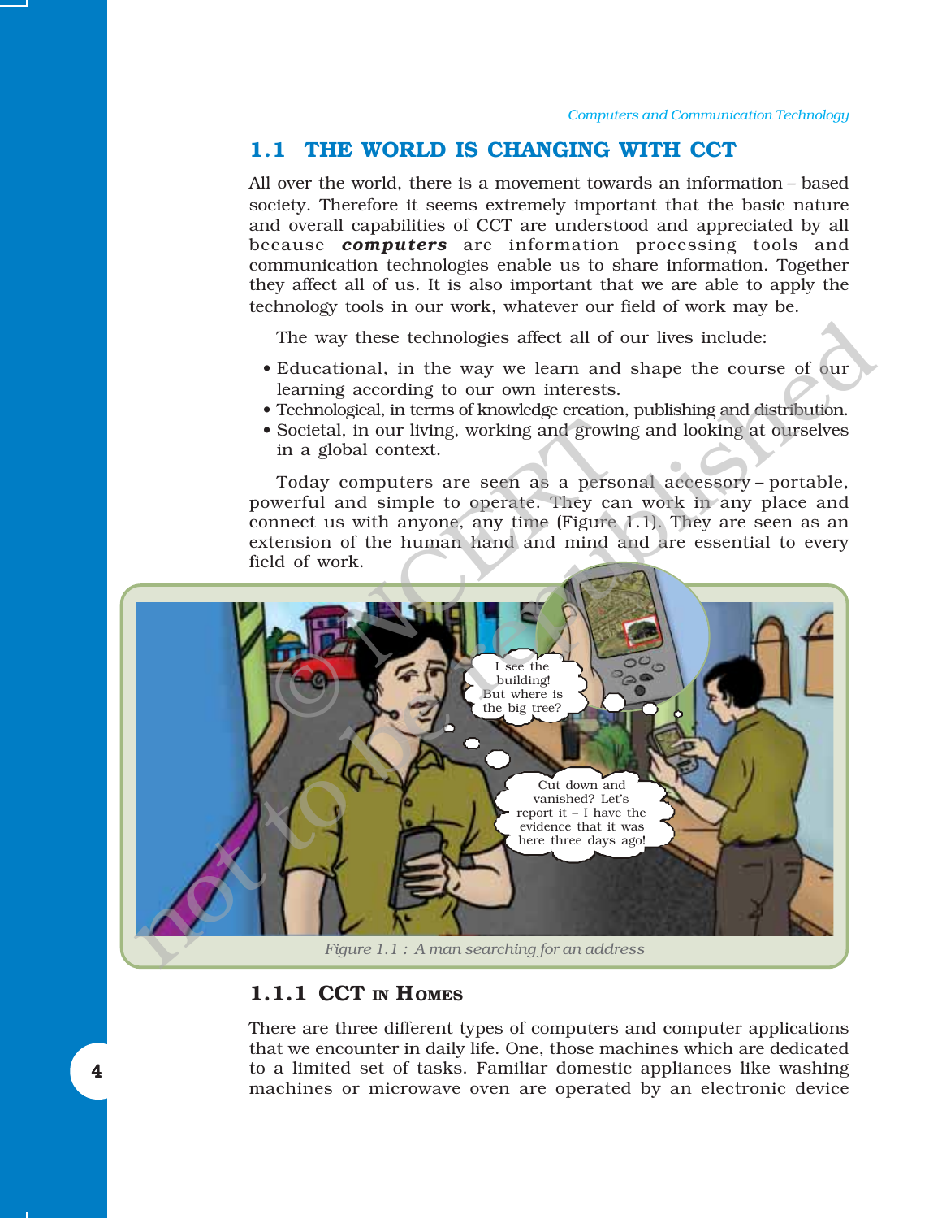## 1.1 THE WORLD IS CHANGING WITH CCT

All over the world, there is a movement towards an information – based society. Therefore it seems extremely important that the basic nature and overall capabilities of CCT are understood and appreciated by all because ***computers*** are information processing tools and communication technologies enable us to share information. Together they affect all of us. It is also important that we are able to apply the technology tools in our work, whatever our field of work may be.

The way these technologies affect all of our lives include:

- Educational, in the way we learn and shape the course of our learning according to our own interests.
- Technological, in terms of knowledge creation, publishing and distribution.
- Societal, in our living, working and growing and looking at ourselves in a global context.

Today computers are seen as a personal accessory – portable, powerful and simple to operate. They can work in any place and connect us with anyone, any time (Figure 1.1). They are seen as an extension of the human hand and mind and are essential to every field of work.

*Figure 1.1 : A man searching for an address*

### 1.1.1 CCT in Homes

There are three different types of computers and computer applications that we encounter in daily life. One, those machines which are dedicated to a limited set of tasks. Familiar domestic appliances like washing machines or microwave oven are operated by an electronic device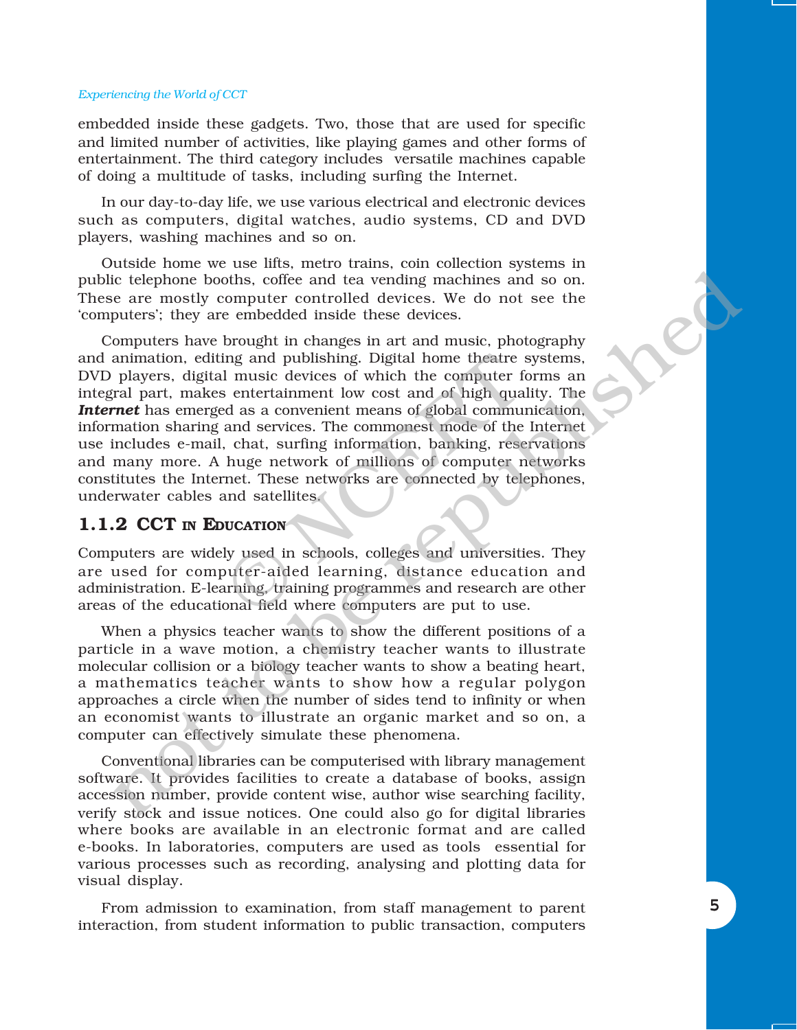embedded inside these gadgets. Two, those that are used for specific and limited number of activities, like playing games and other forms of entertainment. The third category includes versatile machines capable of doing a multitude of tasks, including surfing the Internet.

In our day-to-day life, we use various electrical and electronic devices such as computers, digital watches, audio systems, CD and DVD players, washing machines and so on.

Outside home we use lifts, metro trains, coin collection systems in public telephone booths, coffee and tea vending machines and so on. These are mostly computer controlled devices. We do not see the 'computers'; they are embedded inside these devices.

Computers have brought in changes in art and music, photography and animation, editing and publishing. Digital home theatre systems, DVD players, digital music devices of which the computer forms an integral part, makes entertainment low cost and of high quality. The ***Internet*** has emerged as a convenient means of global communication, information sharing and services. The commonest mode of the Internet use includes e-mail, chat, surfing information, banking, reservations and many more. A huge network of millions of computer networks constitutes the Internet. These networks are connected by telephones, underwater cables and satellites.

### 1.1.2 CCT in Education

Computers are widely used in schools, colleges and universities. They are used for computer-aided learning, distance education and administration. E-learning, training programmes and research are other areas of the educational field where computers are put to use.

When a physics teacher wants to show the different positions of a particle in a wave motion, a chemistry teacher wants to illustrate molecular collision or a biology teacher wants to show a beating heart, a mathematics teacher wants to show how a regular polygon approaches a circle when the number of sides tend to infinity or when an economist wants to illustrate an organic market and so on, a computer can effectively simulate these phenomena.

Conventional libraries can be computerised with library management software. It provides facilities to create a database of books, assign accession number, provide content wise, author wise searching facility, verify stock and issue notices. One could also go for digital libraries where books are available in an electronic format and are called e-books. In laboratories, computers are used as tools essential for various processes such as recording, analysing and plotting data for visual display.

From admission to examination, from staff management to parent interaction, from student information to public transaction, computers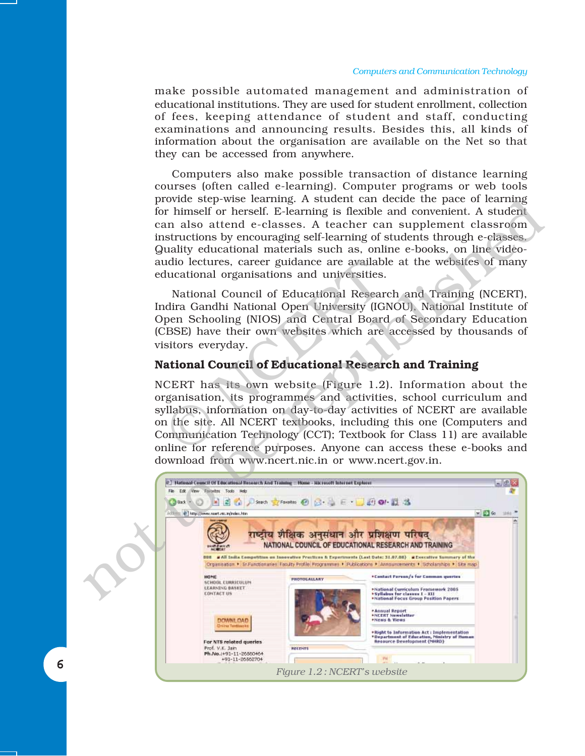make possible automated management and administration of educational institutions. They are used for student enrollment, collection of fees, keeping attendance of student and staff, conducting examinations and announcing results. Besides this, all kinds of information about the organisation are available on the Net so that they can be accessed from anywhere.

Computers also make possible transaction of distance learning courses (often called e-learning). Computer programs or web tools provide step-wise learning. A student can decide the pace of learning for himself or herself. E-learning is flexible and convenient. A student can also attend e-classes. A teacher can supplement classroom instructions by encouraging self-learning of students through e-classes. Quality educational materials such as, online e-books, on line video-audio lectures, career guidance are available at the websites of many educational organisations and universities.

National Council of Educational Research and Training (NCERT), Indira Gandhi National Open University (IGNOU), National Institute of Open Schooling (NIOS) and Central Board of Secondary Education (CBSE) have their own websites which are accessed by thousands of visitors everyday.

### National Council of Educational Research and Training

NCERT has its own website (Figure 1.2). Information about the organisation, its programmes and activities, school curriculum and syllabus, information on day-to-day activities of NCERT are available on the site. All NCERT textbooks, including this one (Computers and Communication Technology (CCT); Textbook for Class 11) are available online for reference purposes. Anyone can access these e-books and download from www.ncert.nic.in or www.ncert.gov.in.

Figure 1.2 : NCERT's website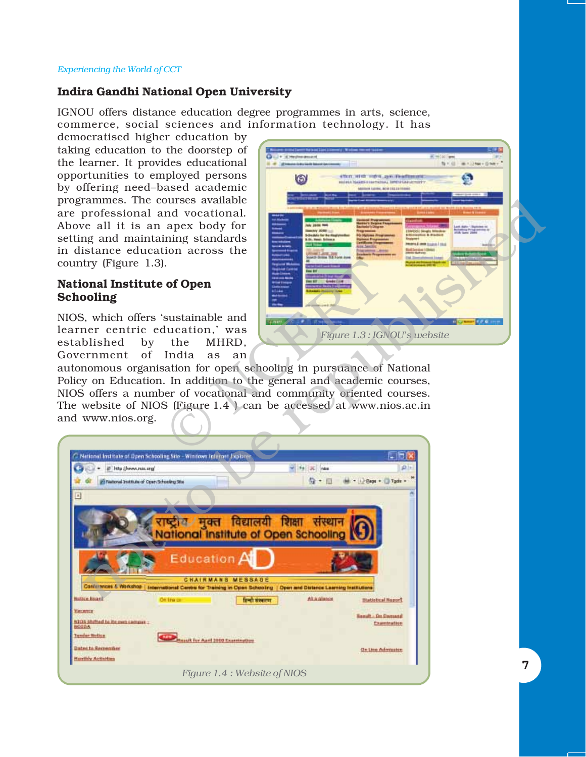## Indira Gandhi National Open University

IGNOU offers distance education degree programmes in arts, science, commerce, social sciences and information technology. It has democratised higher education by taking education to the doorstep of the learner. It provides educational opportunities to employed persons by offering need–based academic programmes. The courses available are professional and vocational. Above all it is an apex body for setting and maintaining standards in distance education across the country (Figure 1.3).

Figure 1.3 : IGNOU's website

## National Institute of Open Schooling

NIOS, which offers 'sustainable and learner centric education,' was established by the MHRD, Government of India as an autonomous organisation for open schooling in pursuance of National Policy on Education. In addition to the general and academic courses, NIOS offers a number of vocational and community oriented courses. The website of NIOS (Figure 1.4 ) can be accessed at www.nios.ac.in and www.nios.org.

Figure 1.4 : Website of NIOS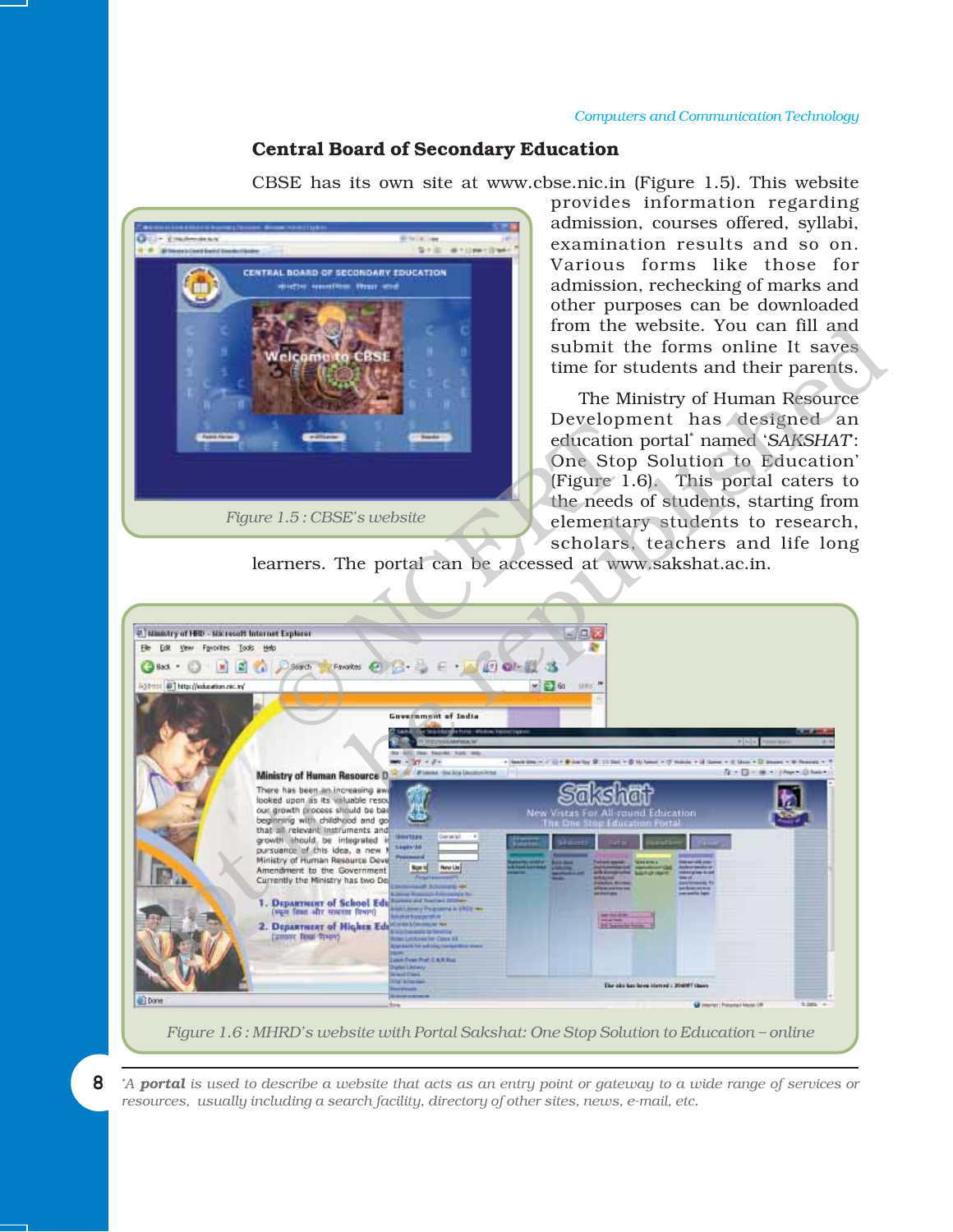## Central Board of Secondary Education

CBSE has its own site at www.cbse.nic.in (Figure 1.5). This website provides information regarding admission, courses offered, syllabi, examination results and so on. Various forms like those for admission, rechecking of marks and other purposes can be downloaded from the website. You can fill and submit the forms online It saves time for students and their parents.

*Figure 1.5 : CBSE's website*

The Ministry of Human Resource Development has designed an education portal* named '*SAKSHAT*': One Stop Solution to Education' (Figure 1.6). This portal caters to the needs of students, starting from elementary students to research, scholars, teachers and life long learners. The portal can be accessed at www.sakshat.ac.in.

*Figure 1.6 : MHRD's website with Portal Sakshat: One Stop Solution to Education – online*

---

*A **portal** is used to describe a website that acts as an entry point or gateway to a wide range of services or resources, usually including a search facility, directory of other sites, news, e-mail, etc.*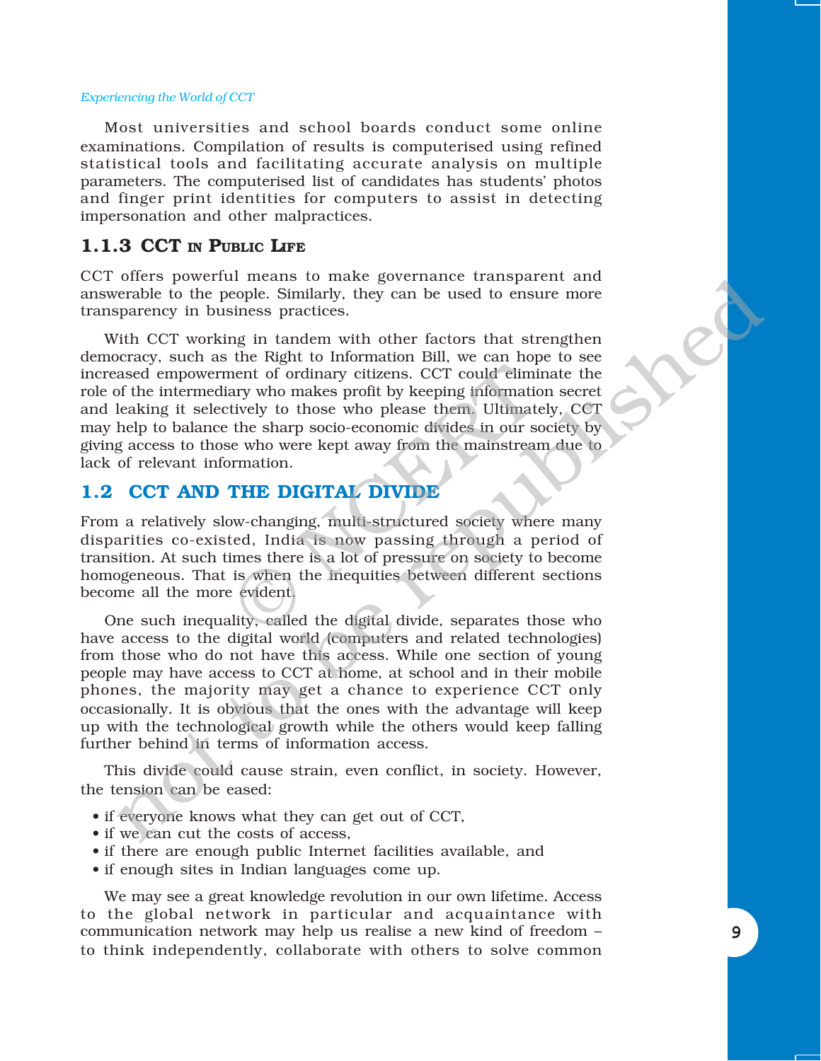Most universities and school boards conduct some online examinations. Compilation of results is computerised using refined statistical tools and facilitating accurate analysis on multiple parameters. The computerised list of candidates has students' photos and finger print identities for computers to assist in detecting impersonation and other malpractices.

### 1.1.3 CCT in Public Life

CCT offers powerful means to make governance transparent and answerable to the people. Similarly, they can be used to ensure more transparency in business practices.

With CCT working in tandem with other factors that strengthen democracy, such as the Right to Information Bill, we can hope to see increased empowerment of ordinary citizens. CCT could eliminate the role of the intermediary who makes profit by keeping information secret and leaking it selectively to those who please them. Ultimately, CCT may help to balance the sharp socio-economic divides in our society by giving access to those who were kept away from the mainstream due to lack of relevant information.

## 1.2 CCT and the Digital Divide

From a relatively slow-changing, multi-structured society where many disparities co-existed, India is now passing through a period of transition. At such times there is a lot of pressure on society to become homogeneous. That is when the inequities between different sections become all the more evident.

One such inequality, called the digital divide, separates those who have access to the digital world (computers and related technologies) from those who do not have this access. While one section of young people may have access to CCT at home, at school and in their mobile phones, the majority may get a chance to experience CCT only occasionally. It is obvious that the ones with the advantage will keep up with the technological growth while the others would keep falling further behind in terms of information access.

This divide could cause strain, even conflict, in society. However, the tension can be eased:

- if everyone knows what they can get out of CCT,
- if we can cut the costs of access,
- if there are enough public Internet facilities available, and
- if enough sites in Indian languages come up.

We may see a great knowledge revolution in our own lifetime. Access to the global network in particular and acquaintance with communication network may help us realise a new kind of freedom – to think independently, collaborate with others to solve common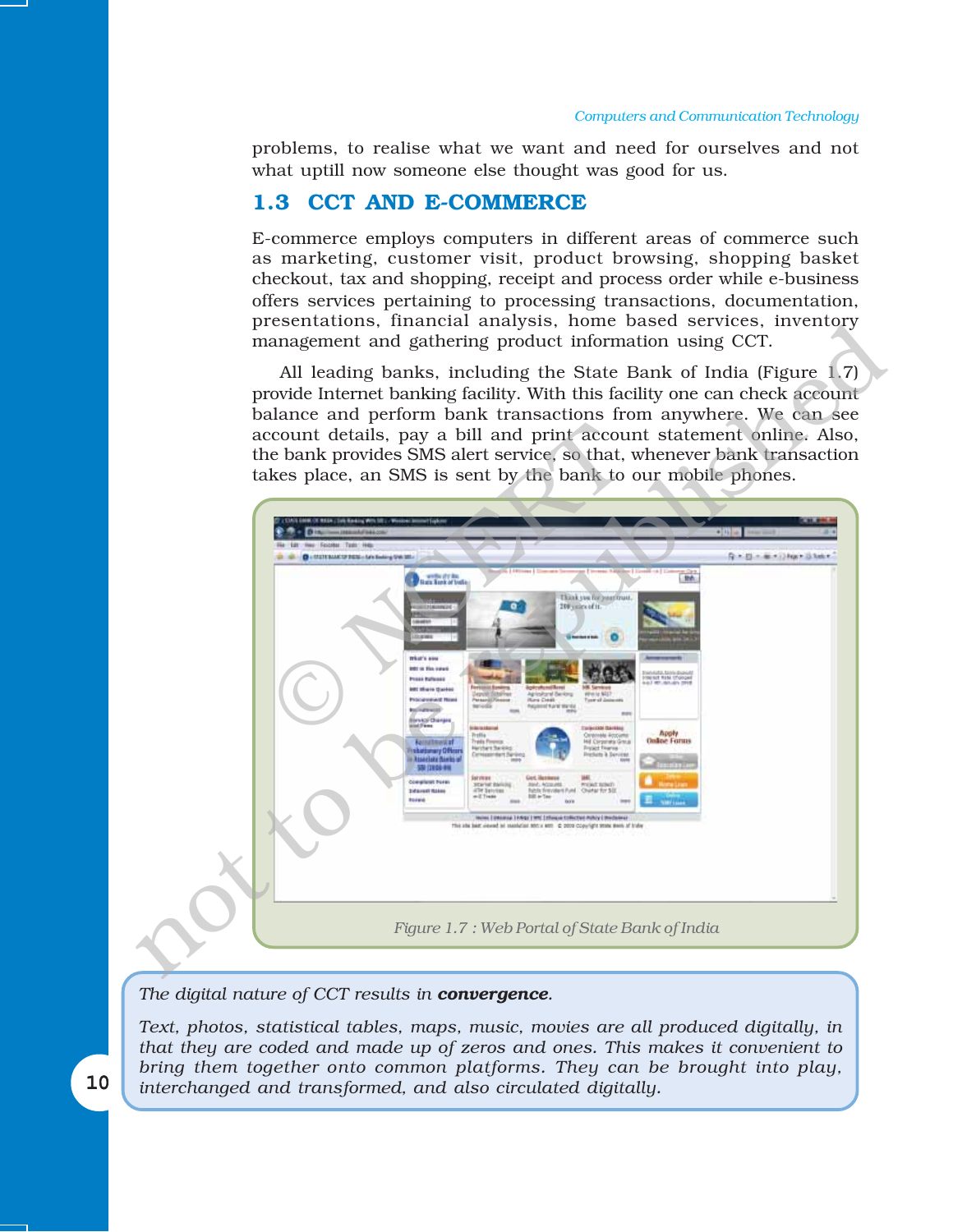problems, to realise what we want and need for ourselves and not what uptill now someone else thought was good for us.

## 1.3 CCT AND E-COMMERCE

E-commerce employs computers in different areas of commerce such as marketing, customer visit, product browsing, shopping basket checkout, tax and shopping, receipt and process order while e-business offers services pertaining to processing transactions, documentation, presentations, financial analysis, home based services, inventory management and gathering product information using CCT.

All leading banks, including the State Bank of India (Figure 1.7) provide Internet banking facility. With this facility one can check account balance and perform bank transactions from anywhere. We can see account details, pay a bill and print account statement online. Also, the bank provides SMS alert service, so that, whenever bank transaction takes place, an SMS is sent by the bank to our mobile phones.

*Figure 1.7 : Web Portal of State Bank of India*

*The digital nature of CCT results in* ***convergence****.*

*Text, photos, statistical tables, maps, music, movies are all produced digitally, in that they are coded and made up of zeros and ones. This makes it convenient to bring them together onto common platforms. They can be brought into play, interchanged and transformed, and also circulated digitally.*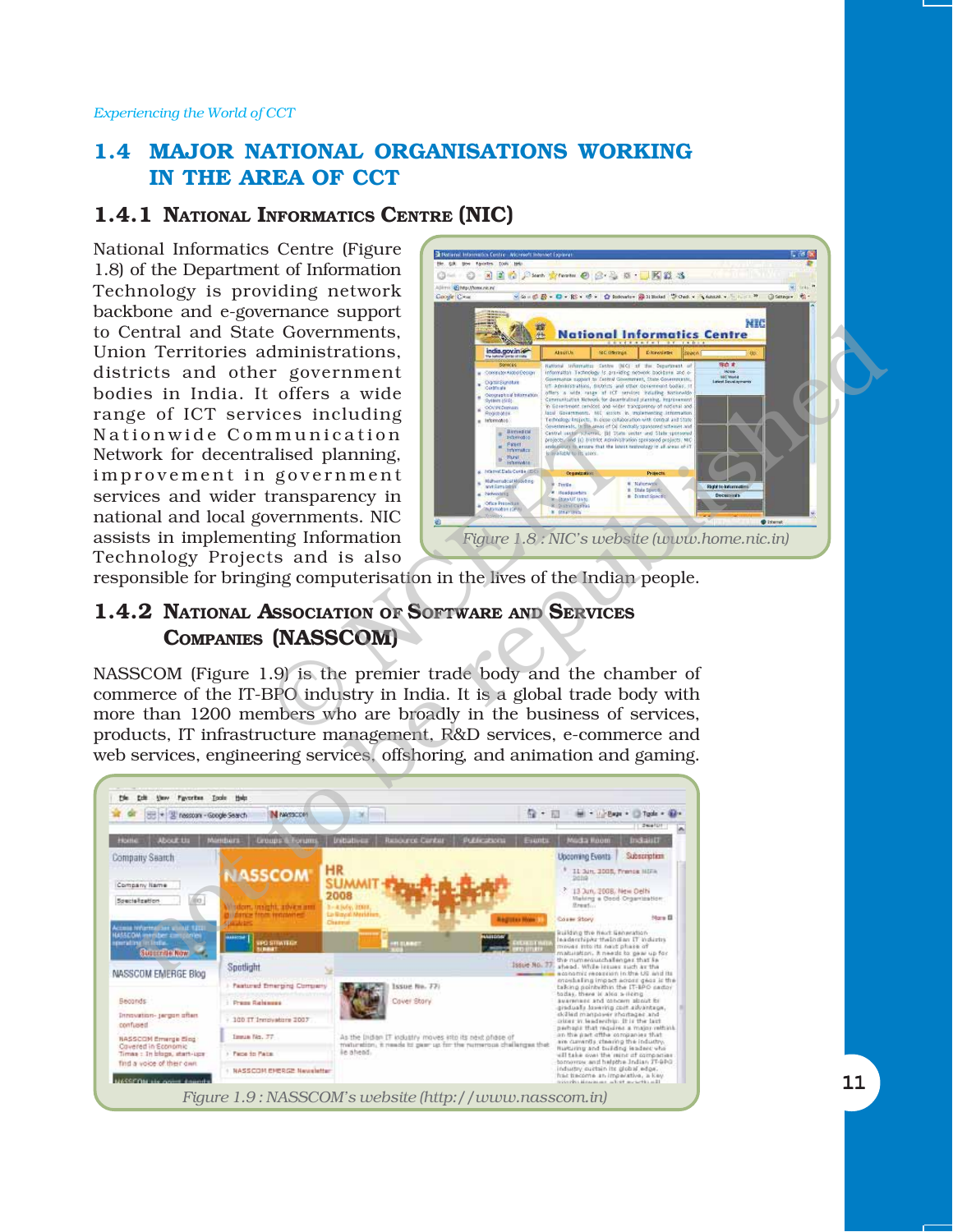## 1.4 MAJOR NATIONAL ORGANISATIONS WORKING IN THE AREA OF CCT

### 1.4.1 NATIONAL INFORMATICS CENTRE (NIC)

National Informatics Centre (Figure 1.8) of the Department of Information Technology is providing network backbone and e-governance support to Central and State Governments, Union Territories administrations, districts and other government bodies in India. It offers a wide range of ICT services including Nationwide Communication Network for decentralised planning, improvement in government services and wider transparency in national and local governments. NIC assists in implementing Information Technology Projects and is also responsible for bringing computerisation in the lives of the Indian people.

*Figure 1.8 : NIC's website (www.home.nic.in)*

### 1.4.2 NATIONAL ASSOCIATION OF SOFTWARE AND SERVICES COMPANIES (NASSCOM)

NASSCOM (Figure 1.9) is the premier trade body and the chamber of commerce of the IT-BPO industry in India. It is a global trade body with more than 1200 members who are broadly in the business of services, products, IT infrastructure management, R&D services, e-commerce and web services, engineering services, offshoring, and animation and gaming.

*Figure 1.9 : NASSCOM's website (http://www.nasscom.in)*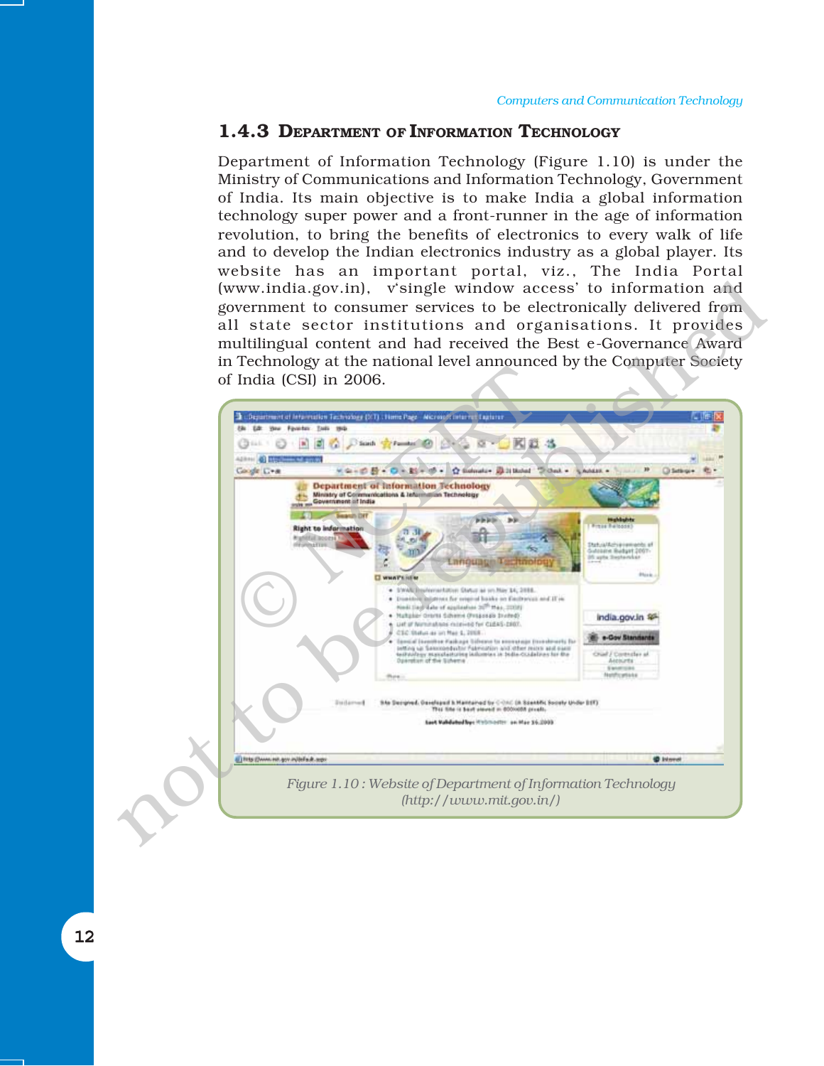### 1.4.3 Department of Information Technology

Department of Information Technology (Figure 1.10) is under the Ministry of Communications and Information Technology, Government of India. Its main objective is to make India a global information technology super power and a front-runner in the age of information revolution, to bring the benefits of electronics to every walk of life and to develop the Indian electronics industry as a global player. Its website has an important portal, viz., The India Portal (www.india.gov.in), v'single window access' to information and government to consumer services to be electronically delivered from all state sector institutions and organisations. It provides multilingual content and had received the Best e-Governance Award in Technology at the national level announced by the Computer Society of India (CSI) in 2006.

*Figure 1.10 : Website of Department of Information Technology (http://www.mit.gov.in/)*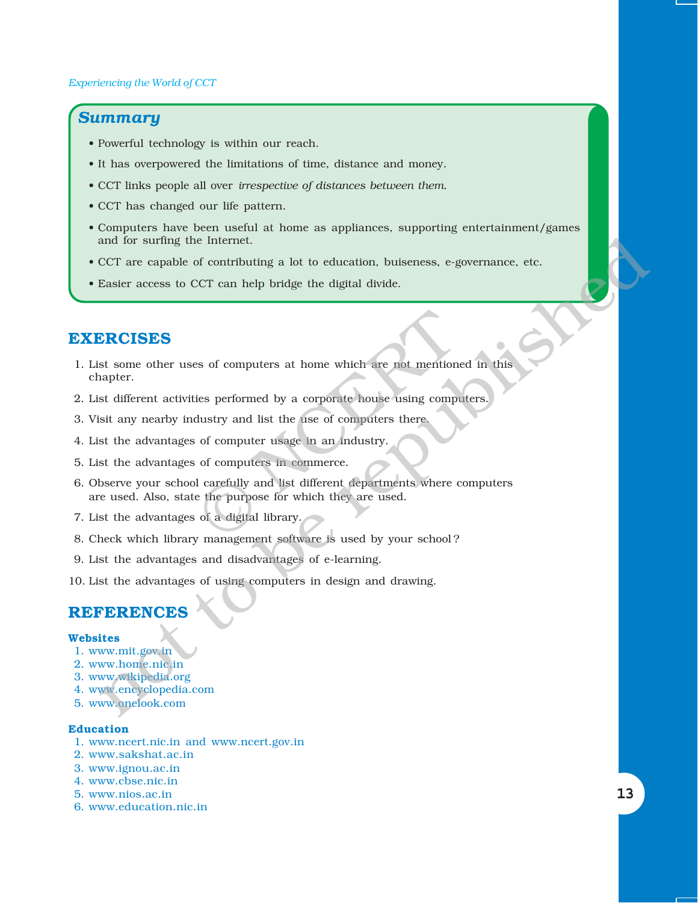## Summary

- Powerful technology is within our reach.
- It has overpowered the limitations of time, distance and money.
- CCT links people all over *irrespective of distances between them.*
- CCT has changed our life pattern.
- Computers have been useful at home as appliances, supporting entertainment/games and for surfing the Internet.
- CCT are capable of contributing a lot to education, buiseness, e-governance, etc.
- Easier access to CCT can help bridge the digital divide.

## EXERCISES

1. List some other uses of computers at home which are not mentioned in this chapter.
2. List different activities performed by a corporate house using computers.
3. Visit any nearby industry and list the use of computers there.
4. List the advantages of computer usage in an industry.
5. List the advantages of computers in commerce.
6. Observe your school carefully and list different departments where computers are used. Also, state the purpose for which they are used.
7. List the advantages of a digital library.
8. Check which library management software is used by your school?
9. List the advantages and disadvantages of e-learning.
10. List the advantages of using computers in design and drawing.

## REFERENCES

### Websites

1. www.mit.gov.in
2. www.home.nic.in
3. www.wikipedia.org
4. www.encyclopedia.com
5. www.onelook.com

### Education

1. www.ncert.nic.in and www.ncert.gov.in
2. www.sakshat.ac.in
3. www.ignou.ac.in
4. www.cbse.nic.in
5. www.nios.ac.in
6. www.education.nic.in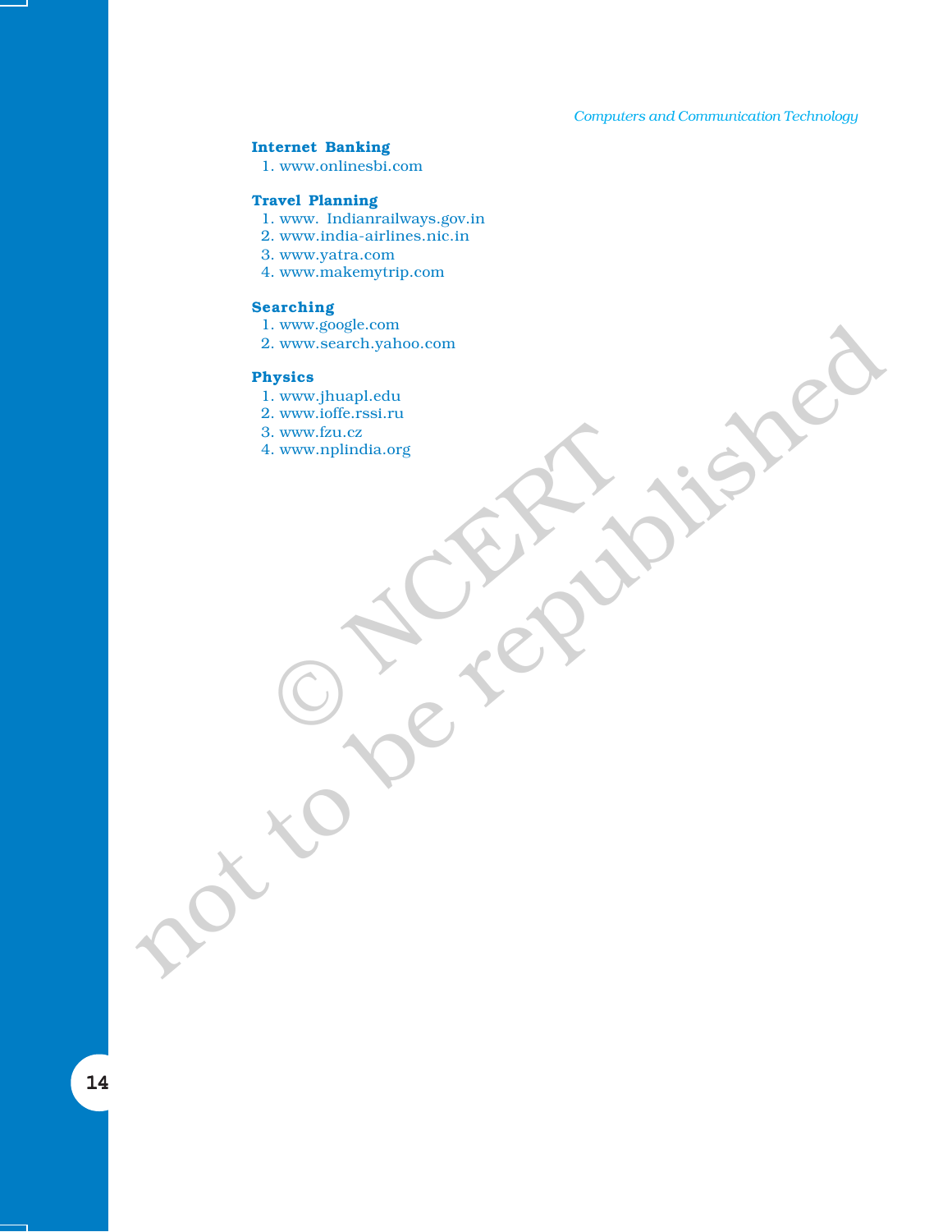**Internet Banking**

1. www.onlinesbi.com

**Travel Planning**

1. www. Indianrailways.gov.in
2. www.india-airlines.nic.in
3. www.yatra.com
4. www.makemytrip.com

**Searching**

1. www.google.com
2. www.search.yahoo.com

**Physics**

1. www.jhuapl.edu
2. www.ioffe.rssi.ru
3. www.fzu.cz
4. www.nplindia.org